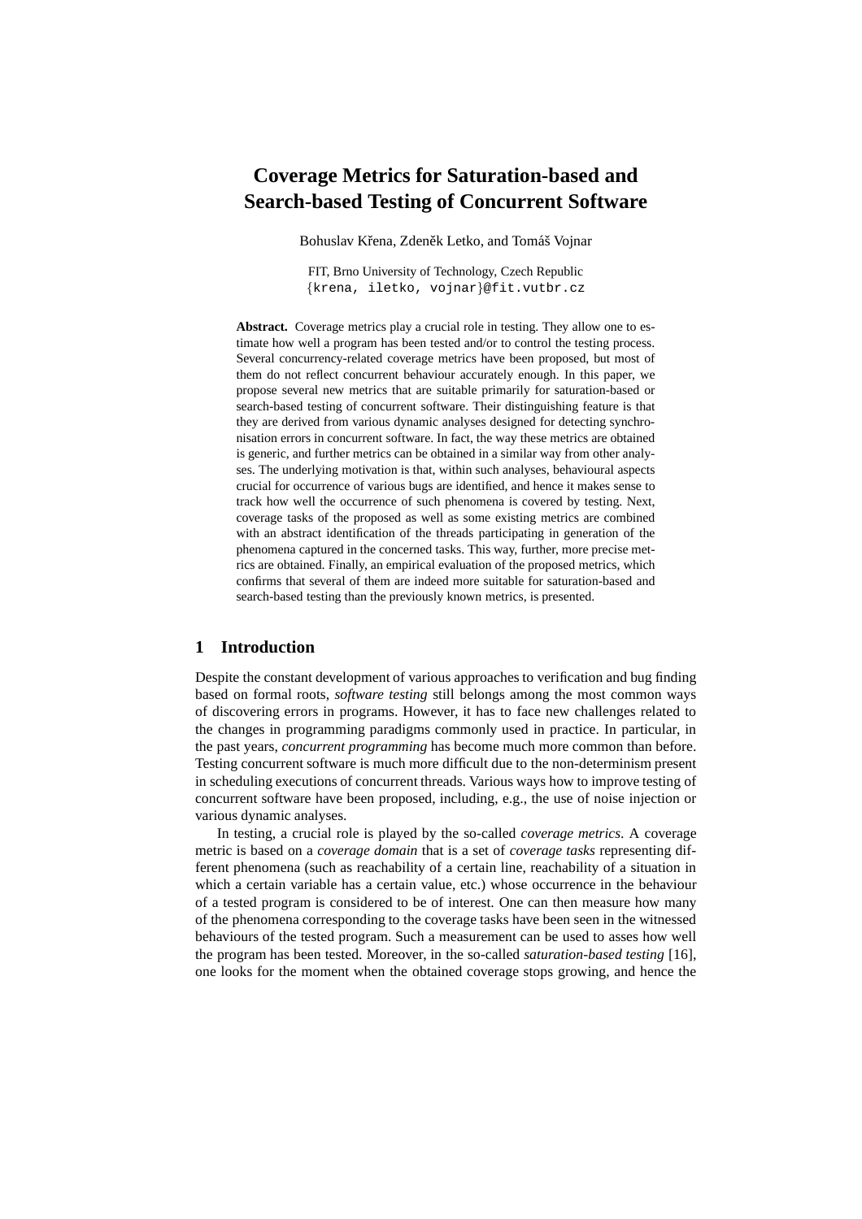# Coverage Metrics for Saturation-based and Search-based Testing of Concurrent Software

Bohuslav Křena, Zdeněk Letko, and Tomáš Vojnar

FIT, Brno University of Technology, Czech Republic
{krena, iletko, vojnar}@fit.vutbr.cz

**Abstract.** Coverage metrics play a crucial role in testing. They allow one to estimate how well a program has been tested and/or to control the testing process. Several concurrency-related coverage metrics have been proposed, but most of them do not reflect concurrent behaviour accurately enough. In this paper, we propose several new metrics that are suitable primarily for saturation-based or search-based testing of concurrent software. Their distinguishing feature is that they are derived from various dynamic analyses designed for detecting synchronisation errors in concurrent software. In fact, the way these metrics are obtained is generic, and further metrics can be obtained in a similar way from other analyses. The underlying motivation is that, within such analyses, behavioural aspects crucial for occurrence of various bugs are identified, and hence it makes sense to track how well the occurrence of such phenomena is covered by testing. Next, coverage tasks of the proposed as well as some existing metrics are combined with an abstract identification of the threads participating in generation of the phenomena captured in the concerned tasks. This way, further, more precise metrics are obtained. Finally, an empirical evaluation of the proposed metrics, which confirms that several of them are indeed more suitable for saturation-based and search-based testing than the previously known metrics, is presented.

## 1 Introduction

Despite the constant development of various approaches to verification and bug finding based on formal roots, *software testing* still belongs among the most common ways of discovering errors in programs. However, it has to face new challenges related to the changes in programming paradigms commonly used in practice. In particular, in the past years, *concurrent programming* has become much more common than before. Testing concurrent software is much more difficult due to the non-determinism present in scheduling executions of concurrent threads. Various ways how to improve testing of concurrent software have been proposed, including, e.g., the use of noise injection or various dynamic analyses.

In testing, a crucial role is played by the so-called *coverage metrics*. A coverage metric is based on a *coverage domain* that is a set of *coverage tasks* representing different phenomena (such as reachability of a certain line, reachability of a situation in which a certain variable has a certain value, etc.) whose occurrence in the behaviour of a tested program is considered to be of interest. One can then measure how many of the phenomena corresponding to the coverage tasks have been seen in the witnessed behaviours of the tested program. Such a measurement can be used to asses how well the program has been tested. Moreover, in the so-called *saturation-based testing* [16], one looks for the moment when the obtained coverage stops growing, and hence the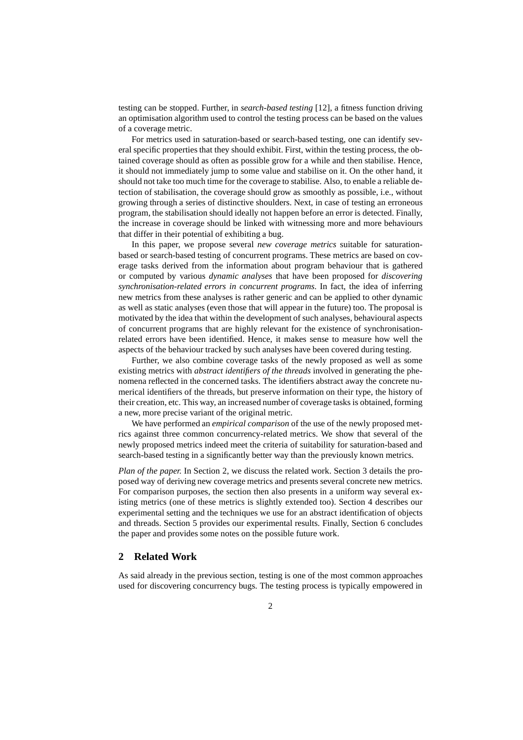testing can be stopped. Further, in *search-based testing* [12], a fitness function driving an optimisation algorithm used to control the testing process can be based on the values of a coverage metric.

For metrics used in saturation-based or search-based testing, one can identify several specific properties that they should exhibit. First, within the testing process, the obtained coverage should as often as possible grow for a while and then stabilise. Hence, it should not immediately jump to some value and stabilise on it. On the other hand, it should not take too much time for the coverage to stabilise. Also, to enable a reliable detection of stabilisation, the coverage should grow as smoothly as possible, i.e., without growing through a series of distinctive shoulders. Next, in case of testing an erroneous program, the stabilisation should ideally not happen before an error is detected. Finally, the increase in coverage should be linked with witnessing more and more behaviours that differ in their potential of exhibiting a bug.

In this paper, we propose several *new coverage metrics* suitable for saturation-based or search-based testing of concurrent programs. These metrics are based on coverage tasks derived from the information about program behaviour that is gathered or computed by various *dynamic analyses* that have been proposed for *discovering synchronisation-related errors in concurrent programs*. In fact, the idea of inferring new metrics from these analyses is rather generic and can be applied to other dynamic as well as static analyses (even those that will appear in the future) too. The proposal is motivated by the idea that within the development of such analyses, behavioural aspects of concurrent programs that are highly relevant for the existence of synchronisation-related errors have been identified. Hence, it makes sense to measure how well the aspects of the behaviour tracked by such analyses have been covered during testing.

Further, we also combine coverage tasks of the newly proposed as well as some existing metrics with *abstract identifiers of the threads* involved in generating the phenomena reflected in the concerned tasks. The identifiers abstract away the concrete numerical identifiers of the threads, but preserve information on their type, the history of their creation, etc. This way, an increased number of coverage tasks is obtained, forming a new, more precise variant of the original metric.

We have performed an *empirical comparison* of the use of the newly proposed metrics against three common concurrency-related metrics. We show that several of the newly proposed metrics indeed meet the criteria of suitability for saturation-based and search-based testing in a significantly better way than the previously known metrics.

*Plan of the paper.* In Section 2, we discuss the related work. Section 3 details the proposed way of deriving new coverage metrics and presents several concrete new metrics. For comparison purposes, the section then also presents in a uniform way several existing metrics (one of these metrics is slightly extended too). Section 4 describes our experimental setting and the techniques we use for an abstract identification of objects and threads. Section 5 provides our experimental results. Finally, Section 6 concludes the paper and provides some notes on the possible future work.

## 2 Related Work

As said already in the previous section, testing is one of the most common approaches used for discovering concurrency bugs. The testing process is typically empowered in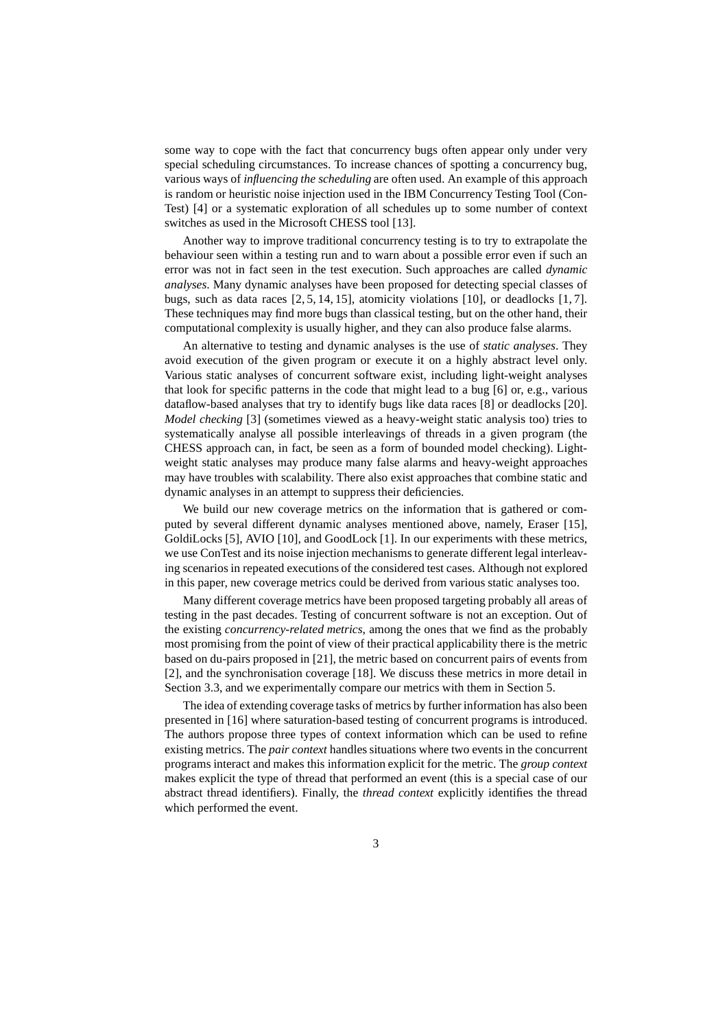some way to cope with the fact that concurrency bugs often appear only under very special scheduling circumstances. To increase chances of spotting a concurrency bug, various ways of *influencing the scheduling* are often used. An example of this approach is random or heuristic noise injection used in the IBM Concurrency Testing Tool (ConTest) [4] or a systematic exploration of all schedules up to some number of context switches as used in the Microsoft CHESS tool [13].

Another way to improve traditional concurrency testing is to try to extrapolate the behaviour seen within a testing run and to warn about a possible error even if such an error was not in fact seen in the test execution. Such approaches are called *dynamic analyses*. Many dynamic analyses have been proposed for detecting special classes of bugs, such as data races [2, 5, 14, 15], atomicity violations [10], or deadlocks [1, 7]. These techniques may find more bugs than classical testing, but on the other hand, their computational complexity is usually higher, and they can also produce false alarms.

An alternative to testing and dynamic analyses is the use of *static analyses*. They avoid execution of the given program or execute it on a highly abstract level only. Various static analyses of concurrent software exist, including light-weight analyses that look for specific patterns in the code that might lead to a bug [6] or, e.g., various dataflow-based analyses that try to identify bugs like data races [8] or deadlocks [20]. *Model checking* [3] (sometimes viewed as a heavy-weight static analysis too) tries to systematically analyse all possible interleavings of threads in a given program (the CHESS approach can, in fact, be seen as a form of bounded model checking). Light-weight static analyses may produce many false alarms and heavy-weight approaches may have troubles with scalability. There also exist approaches that combine static and dynamic analyses in an attempt to suppress their deficiencies.

We build our new coverage metrics on the information that is gathered or computed by several different dynamic analyses mentioned above, namely, Eraser [15], GoldiLocks [5], AVIO [10], and GoodLock [1]. In our experiments with these metrics, we use ConTest and its noise injection mechanisms to generate different legal interleaving scenarios in repeated executions of the considered test cases. Although not explored in this paper, new coverage metrics could be derived from various static analyses too.

Many different coverage metrics have been proposed targeting probably all areas of testing in the past decades. Testing of concurrent software is not an exception. Out of the existing *concurrency-related metrics*, among the ones that we find as the probably most promising from the point of view of their practical applicability there is the metric based on du-pairs proposed in [21], the metric based on concurrent pairs of events from [2], and the synchronisation coverage [18]. We discuss these metrics in more detail in Section 3.3, and we experimentally compare our metrics with them in Section 5.

The idea of extending coverage tasks of metrics by further information has also been presented in [16] where saturation-based testing of concurrent programs is introduced. The authors propose three types of context information which can be used to refine existing metrics. The *pair context* handles situations where two events in the concurrent programs interact and makes this information explicit for the metric. The *group context* makes explicit the type of thread that performed an event (this is a special case of our abstract thread identifiers). Finally, the *thread context* explicitly identifies the thread which performed the event.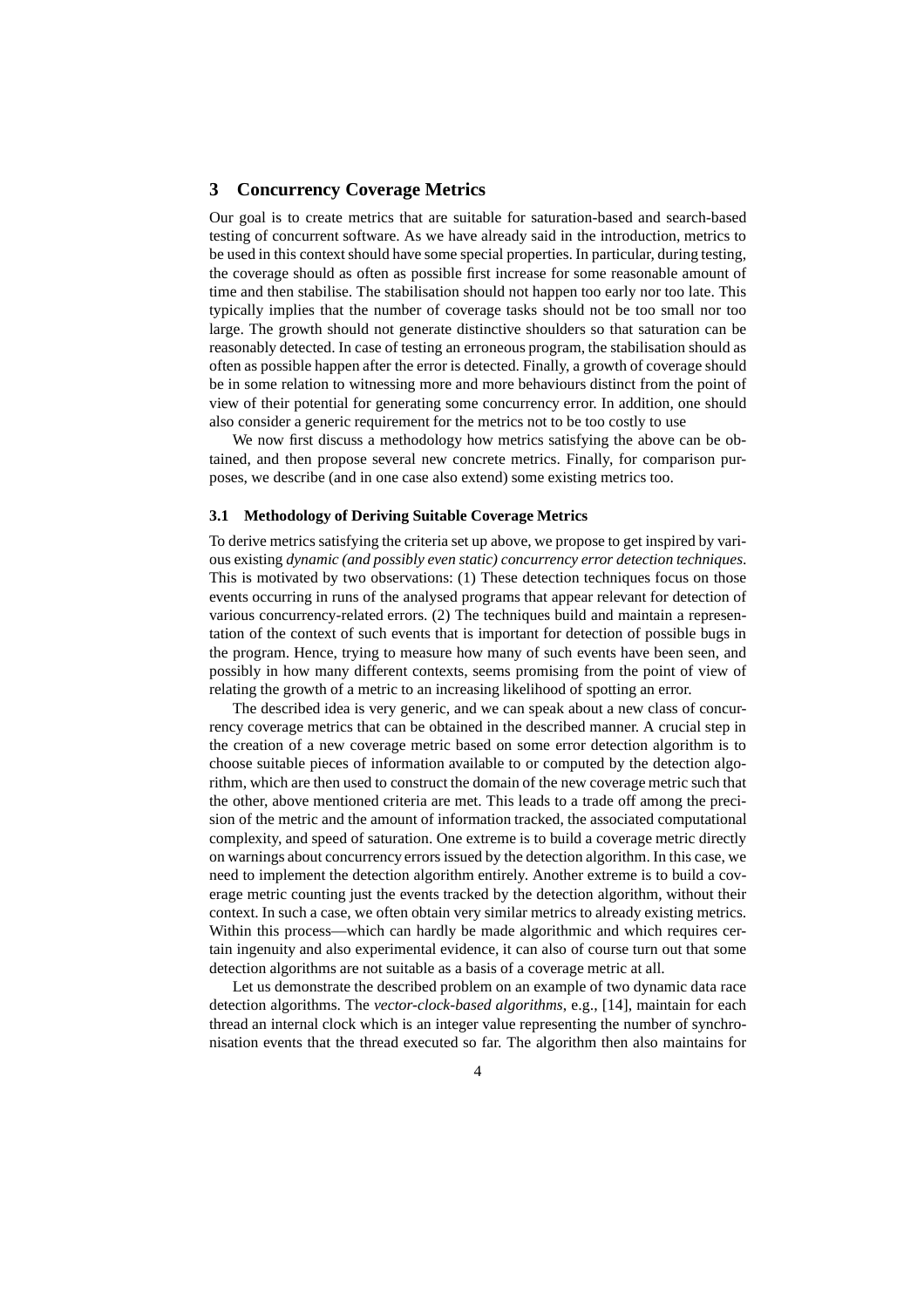## 3 Concurrency Coverage Metrics

Our goal is to create metrics that are suitable for saturation-based and search-based testing of concurrent software. As we have already said in the introduction, metrics to be used in this context should have some special properties. In particular, during testing, the coverage should as often as possible first increase for some reasonable amount of time and then stabilise. The stabilisation should not happen too early nor too late. This typically implies that the number of coverage tasks should not be too small nor too large. The growth should not generate distinctive shoulders so that saturation can be reasonably detected. In case of testing an erroneous program, the stabilisation should as often as possible happen after the error is detected. Finally, a growth of coverage should be in some relation to witnessing more and more behaviours distinct from the point of view of their potential for generating some concurrency error. In addition, one should also consider a generic requirement for the metrics not to be too costly to use

We now first discuss a methodology how metrics satisfying the above can be obtained, and then propose several new concrete metrics. Finally, for comparison purposes, we describe (and in one case also extend) some existing metrics too.

### 3.1 Methodology of Deriving Suitable Coverage Metrics

To derive metrics satisfying the criteria set up above, we propose to get inspired by various existing *dynamic (and possibly even static) concurrency error detection techniques*. This is motivated by two observations: (1) These detection techniques focus on those events occurring in runs of the analysed programs that appear relevant for detection of various concurrency-related errors. (2) The techniques build and maintain a representation of the context of such events that is important for detection of possible bugs in the program. Hence, trying to measure how many of such events have been seen, and possibly in how many different contexts, seems promising from the point of view of relating the growth of a metric to an increasing likelihood of spotting an error.

The described idea is very generic, and we can speak about a new class of concurrency coverage metrics that can be obtained in the described manner. A crucial step in the creation of a new coverage metric based on some error detection algorithm is to choose suitable pieces of information available to or computed by the detection algorithm, which are then used to construct the domain of the new coverage metric such that the other, above mentioned criteria are met. This leads to a trade off among the precision of the metric and the amount of information tracked, the associated computational complexity, and speed of saturation. One extreme is to build a coverage metric directly on warnings about concurrency errors issued by the detection algorithm. In this case, we need to implement the detection algorithm entirely. Another extreme is to build a coverage metric counting just the events tracked by the detection algorithm, without their context. In such a case, we often obtain very similar metrics to already existing metrics. Within this process—which can hardly be made algorithmic and which requires certain ingenuity and also experimental evidence, it can also of course turn out that some detection algorithms are not suitable as a basis of a coverage metric at all.

Let us demonstrate the described problem on an example of two dynamic data race detection algorithms. The *vector-clock-based algorithms*, e.g., [14], maintain for each thread an internal clock which is an integer value representing the number of synchronisation events that the thread executed so far. The algorithm then also maintains for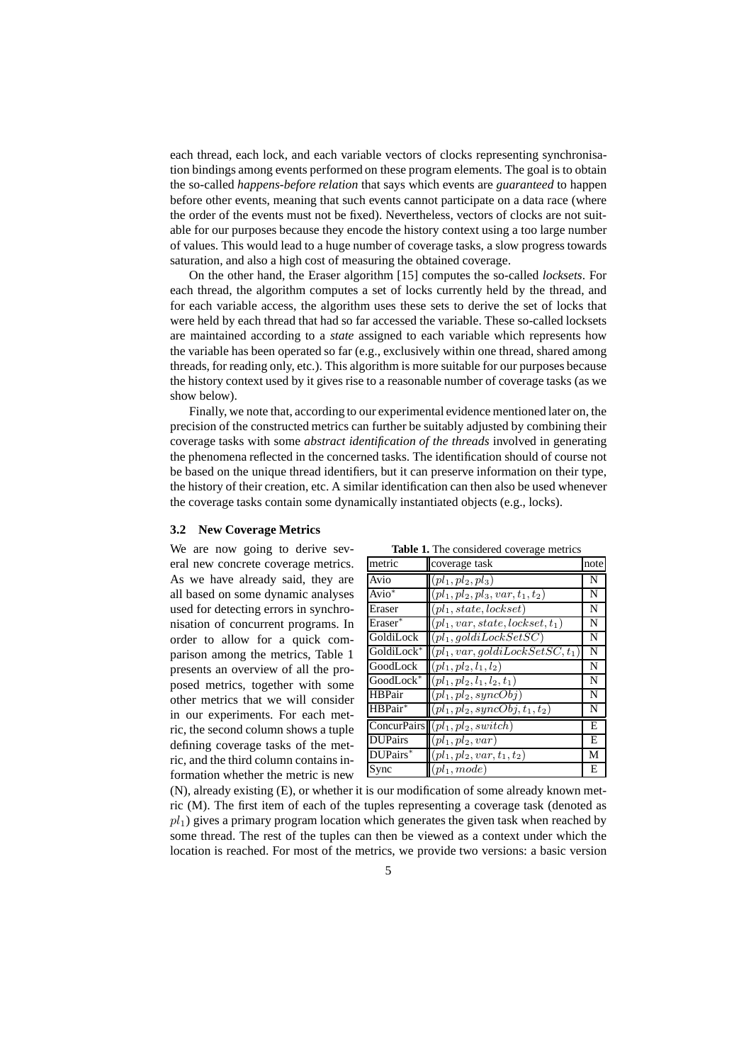each thread, each lock, and each variable vectors of clocks representing synchronisation bindings among events performed on these program elements. The goal is to obtain the so-called *happens-before relation* that says which events are *guaranteed* to happen before other events, meaning that such events cannot participate on a data race (where the order of the events must not be fixed). Nevertheless, vectors of clocks are not suitable for our purposes because they encode the history context using a too large number of values. This would lead to a huge number of coverage tasks, a slow progress towards saturation, and also a high cost of measuring the obtained coverage.

On the other hand, the Eraser algorithm [15] computes the so-called *locksets*. For each thread, the algorithm computes a set of locks currently held by the thread, and for each variable access, the algorithm uses these sets to derive the set of locks that were held by each thread that had so far accessed the variable. These so-called locksets are maintained according to a *state* assigned to each variable which represents how the variable has been operated so far (e.g., exclusively within one thread, shared among threads, for reading only, etc.). This algorithm is more suitable for our purposes because the history context used by it gives rise to a reasonable number of coverage tasks (as we show below).

Finally, we note that, according to our experimental evidence mentioned later on, the precision of the constructed metrics can further be suitably adjusted by combining their coverage tasks with some *abstract identification of the threads* involved in generating the phenomena reflected in the concerned tasks. The identification should of course not be based on the unique thread identifiers, but it can preserve information on their type, the history of their creation, etc. A similar identification can then also be used whenever the coverage tasks contain some dynamically instantiated objects (e.g., locks).

### 3.2 New Coverage Metrics

We are now going to derive several new concrete coverage metrics. As we have already said, they are all based on some dynamic analyses used for detecting errors in synchronisation of concurrent programs. In order to allow for a quick comparison among the metrics, Table 1 presents an overview of all the proposed metrics, together with some other metrics that we will consider in our experiments. For each metric, the second column shows a tuple defining coverage tasks of the metric, and the third column contains information whether the metric is new (N), already existing (E), or whether it is our modification of some already known metric (M). The first item of each of the tuples representing a coverage task (denoted as $pl_1$) gives a primary program location which generates the given task when reached by some thread. The rest of the tuples can then be viewed as a context under which the location is reached. For most of the metrics, we provide two versions: a basic version

**Table 1.** The considered coverage metrics

| metric | coverage task | note |
|---|---|---|
| Avio | $(pl_1, pl_2, pl_3)$ | N |
| Avio$^*$ | $(pl_1, pl_2, pl_3, var, t_1, t_2)$ | N |
| Eraser | $(pl_1, state, lockset)$ | N |
| Eraser$^*$ | $(pl_1, var, state, lockset, t_1)$ | N |
| GoldiLock | $(pl_1, goldiLockSetSC)$ | N |
| GoldiLock$^*$ | $(pl_1, var, goldiLockSetSC, t_1)$ | N |
| GoodLock | $(pl_1, pl_2, l_1, l_2)$ | N |
| GoodLock$^*$ | $(pl_1, pl_2, l_1, l_2, t_1)$ | N |
| HBPair | $(pl_1, pl_2, syncObj)$ | N |
| HBPair$^*$ | $(pl_1, pl_2, syncObj, t_1, t_2)$ | N |
| ConcurPairs | $(pl_1, pl_2, switch)$ | E |
| DUPairs | $(pl_1, pl_2, var)$ | E |
| DUPairs$^*$ | $(pl_1, pl_2, var, t_1, t_2)$ | M |
| Sync | $(pl_1, mode)$ | E |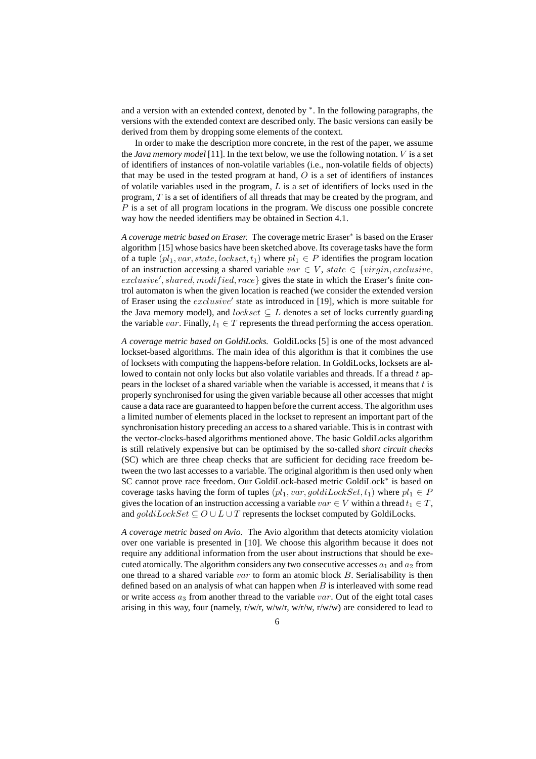and a version with an extended context, denoted by $^*$. In the following paragraphs, the versions with the extended context are described only. The basic versions can easily be derived from them by dropping some elements of the context.

In order to make the description more concrete, in the rest of the paper, we assume the *Java memory model* [11]. In the text below, we use the following notation. $V$ is a set of identifiers of instances of non-volatile variables (i.e., non-volatile fields of objects) that may be used in the tested program at hand, $O$ is a set of identifiers of instances of volatile variables used in the program, $L$ is a set of identifiers of locks used in the program, $T$ is a set of identifiers of all threads that may be created by the program, and $P$ is a set of all program locations in the program. We discuss one possible concrete way how the needed identifiers may be obtained in Section 4.1.

*A coverage metric based on Eraser.* The coverage metric Eraser$^*$ is based on the Eraser algorithm [15] whose basics have been sketched above. Its coverage tasks have the form of a tuple $(pl_1, var, state, lockset, t_1)$ where $pl_1 \in P$ identifies the program location of an instruction accessing a shared variable $var \in V$, $state \in \{virgin, exclusive, exclusive', shared, modified, race\}$ gives the state in which the Eraser's finite control automaton is when the given location is reached (we consider the extended version of Eraser using the $exclusive'$ state as introduced in [19], which is more suitable for the Java memory model), and $lockset \subseteq L$ denotes a set of locks currently guarding the variable $var$. Finally, $t_1 \in T$ represents the thread performing the access operation.

*A coverage metric based on GoldiLocks.* GoldiLocks [5] is one of the most advanced lockset-based algorithms. The main idea of this algorithm is that it combines the use of locksets with computing the happens-before relation. In GoldiLocks, locksets are allowed to contain not only locks but also volatile variables and threads. If a thread $t$ appears in the lockset of a shared variable when the variable is accessed, it means that $t$ is properly synchronised for using the given variable because all other accesses that might cause a data race are guaranteed to happen before the current access. The algorithm uses a limited number of elements placed in the lockset to represent an important part of the synchronisation history preceding an access to a shared variable. This is in contrast with the vector-clocks-based algorithms mentioned above. The basic GoldiLocks algorithm is still relatively expensive but can be optimised by the so-called *short circuit checks* (SC) which are three cheap checks that are sufficient for deciding race freedom between the two last accesses to a variable. The original algorithm is then used only when SC cannot prove race freedom. Our GoldiLock-based metric GoldiLock$^*$ is based on coverage tasks having the form of tuples $(pl_1, var, goldiLockSet, t_1)$ where $pl_1 \in P$ gives the location of an instruction accessing a variable $var \in V$ within a thread $t_1 \in T$, and $goldiLockSet \subseteq O \cup L \cup T$ represents the lockset computed by GoldiLocks.

*A coverage metric based on Avio.* The Avio algorithm that detects atomicity violation over one variable is presented in [10]. We choose this algorithm because it does not require any additional information from the user about instructions that should be executed atomically. The algorithm considers any two consecutive accesses $a_1$ and $a_2$ from one thread to a shared variable $var$ to form an atomic block $B$. Serialisability is then defined based on an analysis of what can happen when $B$ is interleaved with some read or write access $a_3$ from another thread to the variable $var$. Out of the eight total cases arising in this way, four (namely, r/w/r, w/w/r, w/r/w, r/w/w) are considered to lead to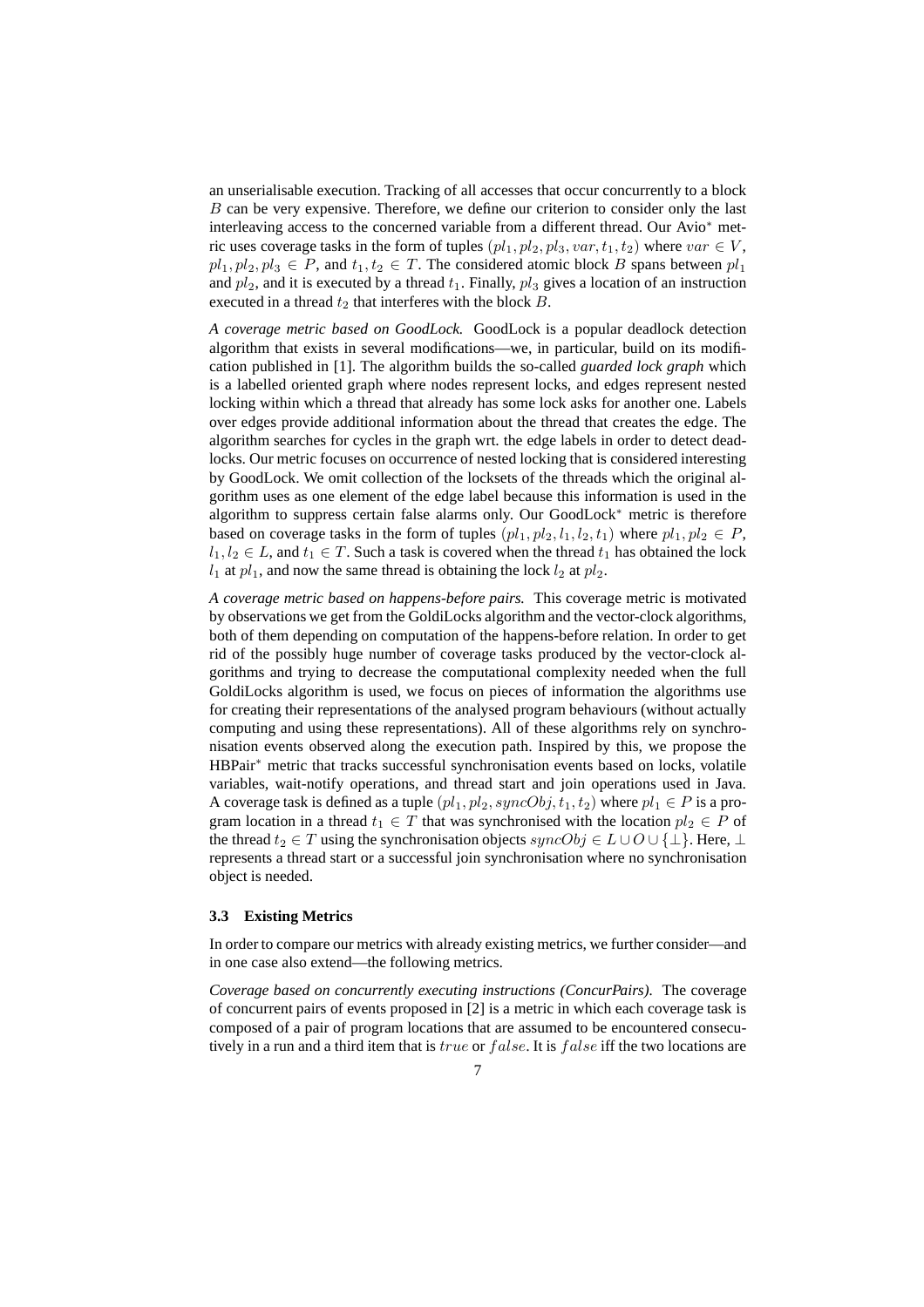an unserialisable execution. Tracking of all accesses that occur concurrently to a block $B$ can be very expensive. Therefore, we define our criterion to consider only the last interleaving access to the concerned variable from a different thread. Our Avio$^*$ metric uses coverage tasks in the form of tuples $(pl_1, pl_2, pl_3, var, t_1, t_2)$ where $var \in V$, $pl_1, pl_2, pl_3 \in P$, and $t_1, t_2 \in T$. The considered atomic block $B$ spans between $pl_1$ and $pl_2$, and it is executed by a thread $t_1$. Finally, $pl_3$ gives a location of an instruction executed in a thread $t_2$ that interferes with the block $B$.

*A coverage metric based on GoodLock.* GoodLock is a popular deadlock detection algorithm that exists in several modifications—we, in particular, build on its modification published in [1]. The algorithm builds the so-called *guarded lock graph* which is a labelled oriented graph where nodes represent locks, and edges represent nested locking within which a thread that already has some lock asks for another one. Labels over edges provide additional information about the thread that creates the edge. The algorithm searches for cycles in the graph wrt. the edge labels in order to detect deadlocks. Our metric focuses on occurrence of nested locking that is considered interesting by GoodLock. We omit collection of the locksets of the threads which the original algorithm uses as one element of the edge label because this information is used in the algorithm to suppress certain false alarms only. Our GoodLock$^*$ metric is therefore based on coverage tasks in the form of tuples $(pl_1, pl_2, l_1, l_2, t_1)$ where $pl_1, pl_2 \in P$, $l_1, l_2 \in L$, and $t_1 \in T$. Such a task is covered when the thread $t_1$ has obtained the lock $l_1$ at $pl_1$, and now the same thread is obtaining the lock $l_2$ at $pl_2$.

*A coverage metric based on happens-before pairs.* This coverage metric is motivated by observations we get from the GoldiLocks algorithm and the vector-clock algorithms, both of them depending on computation of the happens-before relation. In order to get rid of the possibly huge number of coverage tasks produced by the vector-clock algorithms and trying to decrease the computational complexity needed when the full GoldiLocks algorithm is used, we focus on pieces of information the algorithms use for creating their representations of the analysed program behaviours (without actually computing and using these representations). All of these algorithms rely on synchronisation events observed along the execution path. Inspired by this, we propose the HBPair$^*$ metric that tracks successful synchronisation events based on locks, volatile variables, wait-notify operations, and thread start and join operations used in Java. A coverage task is defined as a tuple $(pl_1, pl_2, syncObj, t_1, t_2)$ where $pl_1 \in P$ is a program location in a thread $t_1 \in T$ that was synchronised with the location $pl_2 \in P$ of the thread $t_2 \in T$ using the synchronisation objects $syncObj \in L \cup O \cup \{\perp\}$. Here, $\perp$ represents a thread start or a successful join synchronisation where no synchronisation object is needed.

### 3.3 Existing Metrics

In order to compare our metrics with already existing metrics, we further consider—and in one case also extend—the following metrics.

*Coverage based on concurrently executing instructions (ConcurPairs).* The coverage of concurrent pairs of events proposed in [2] is a metric in which each coverage task is composed of a pair of program locations that are assumed to be encountered consecutively in a run and a third item that is $true$ or $false$. It is $false$ iff the two locations are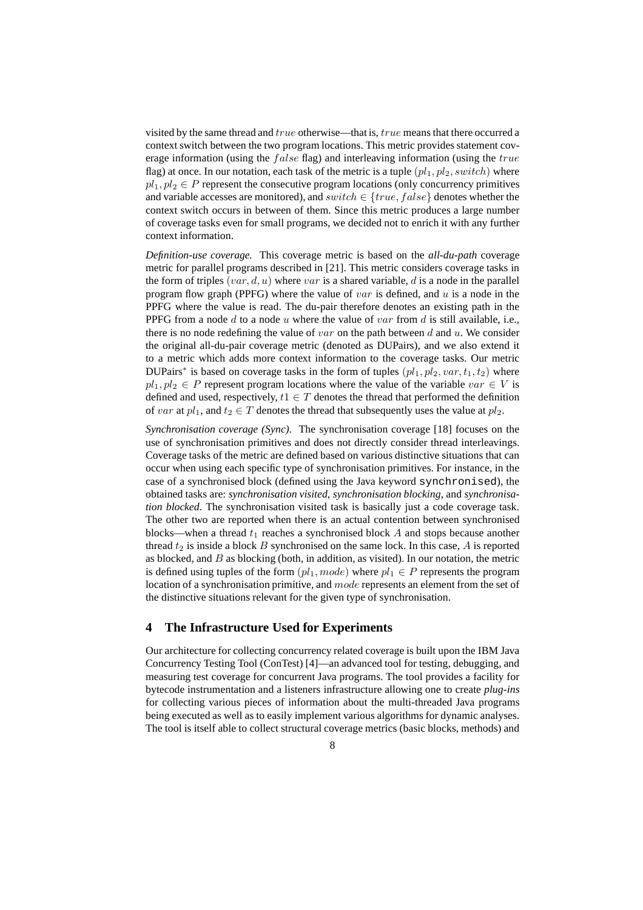visited by the same thread and $true$ otherwise—that is, $true$ means that there occurred a context switch between the two program locations. This metric provides statement coverage information (using the $false$ flag) and interleaving information (using the $true$ flag) at once. In our notation, each task of the metric is a tuple $(pl_1, pl_2, switch)$ where $pl_1, pl_2 \in P$ represent the consecutive program locations (only concurrency primitives and variable accesses are monitored), and $switch \in \{true, false\}$ denotes whether the context switch occurs in between of them. Since this metric produces a large number of coverage tasks even for small programs, we decided not to enrich it with any further context information.

*Definition-use coverage.* This coverage metric is based on the ***all-du-path*** coverage metric for parallel programs described in [21]. This metric considers coverage tasks in the form of triples $(var, d, u)$ where $var$ is a shared variable, $d$ is a node in the parallel program flow graph (PPFG) where the value of $var$ is defined, and $u$ is a node in the PPFG where the value is read. The du-pair therefore denotes an existing path in the PPFG from a node $d$ to a node $u$ where the value of $var$ from $d$ is still available, i.e., there is no node redefining the value of $var$ on the path between $d$ and $u$. We consider the original all-du-pair coverage metric (denoted as DUPairs), and we also extend it to a metric which adds more context information to the coverage tasks. Our metric DUPairs$^*$ is based on coverage tasks in the form of tuples $(pl_1, pl_2, var, t_1, t_2)$ where $pl_1, pl_2 \in P$ represent program locations where the value of the variable $var \in V$ is defined and used, respectively, $t1 \in T$ denotes the thread that performed the definition of $var$ at $pl_1$, and $t_2 \in T$ denotes the thread that subsequently uses the value at $pl_2$.

*Synchronisation coverage (Sync).* The synchronisation coverage [18] focuses on the use of synchronisation primitives and does not directly consider thread interleavings. Coverage tasks of the metric are defined based on various distinctive situations that can occur when using each specific type of synchronisation primitives. For instance, in the case of a synchronised block (defined using the Java keyword `synchronised`), the obtained tasks are: ***synchronisation visited***, ***synchronisation blocking***, and ***synchronisation blocked***. The synchronisation visited task is basically just a code coverage task. The other two are reported when there is an actual contention between synchronised blocks—when a thread $t_1$ reaches a synchronised block $A$ and stops because another thread $t_2$ is inside a block $B$ synchronised on the same lock. In this case, $A$ is reported as blocked, and $B$ as blocking (both, in addition, as visited). In our notation, the metric is defined using tuples of the form $(pl_1, mode)$ where $pl_1 \in P$ represents the program location of a synchronisation primitive, and $mode$ represents an element from the set of the distinctive situations relevant for the given type of synchronisation.

## 4 The Infrastructure Used for Experiments

Our architecture for collecting concurrency related coverage is built upon the IBM Java Concurrency Testing Tool (ConTest) [4]—an advanced tool for testing, debugging, and measuring test coverage for concurrent Java programs. The tool provides a facility for bytecode instrumentation and a listeners infrastructure allowing one to create *plug-ins* for collecting various pieces of information about the multi-threaded Java programs being executed as well as to easily implement various algorithms for dynamic analyses. The tool is itself able to collect structural coverage metrics (basic blocks, methods) and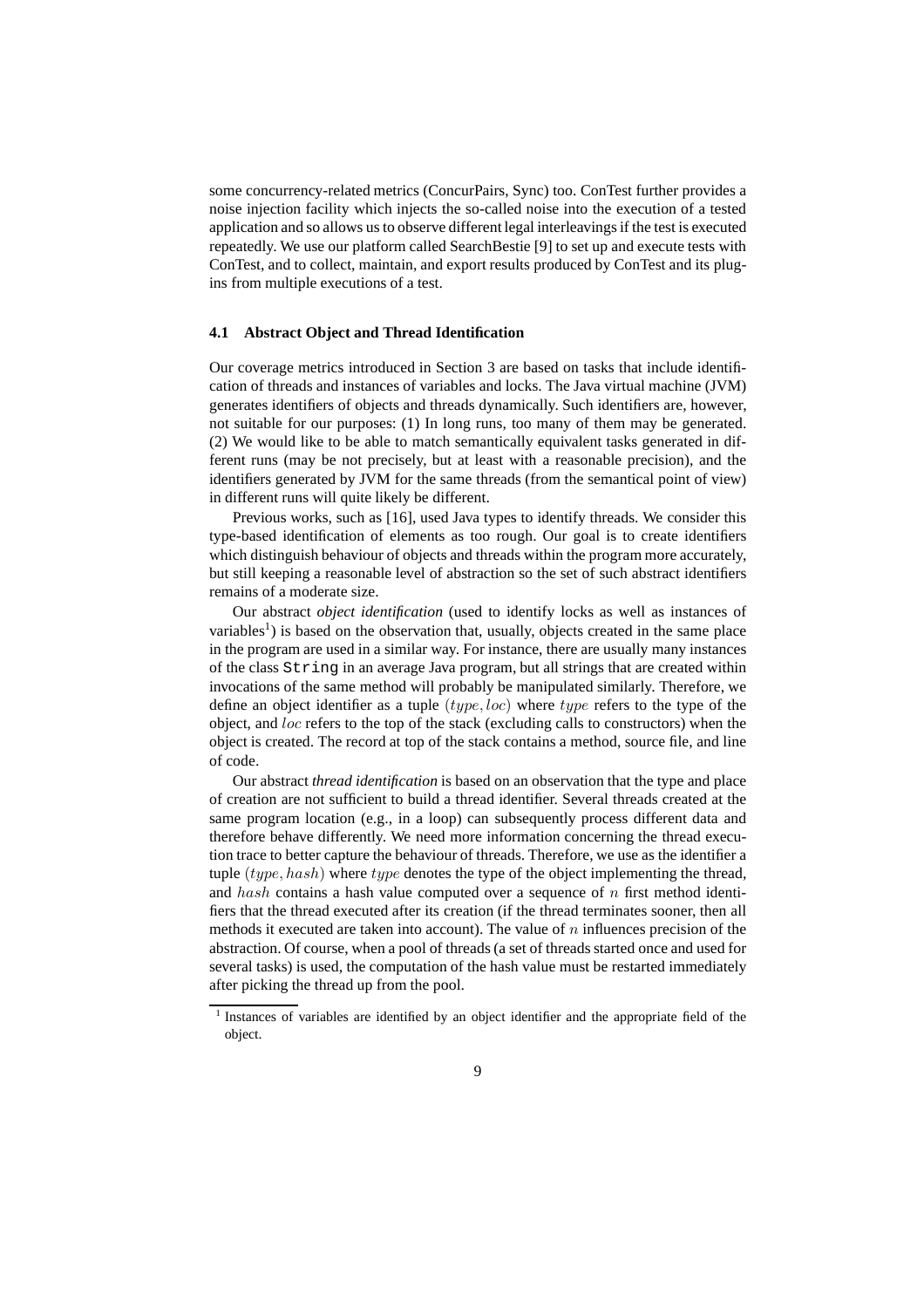some concurrency-related metrics (ConcurPairs, Sync) too. ConTest further provides a noise injection facility which injects the so-called noise into the execution of a tested application and so allows us to observe different legal interleavings if the test is executed repeatedly. We use our platform called SearchBestie [9] to set up and execute tests with ConTest, and to collect, maintain, and export results produced by ConTest and its plugins from multiple executions of a test.

### 4.1 Abstract Object and Thread Identification

Our coverage metrics introduced in Section 3 are based on tasks that include identification of threads and instances of variables and locks. The Java virtual machine (JVM) generates identifiers of objects and threads dynamically. Such identifiers are, however, not suitable for our purposes: (1) In long runs, too many of them may be generated. (2) We would like to be able to match semantically equivalent tasks generated in different runs (may be not precisely, but at least with a reasonable precision), and the identifiers generated by JVM for the same threads (from the semantical point of view) in different runs will quite likely be different.

Previous works, such as [16], used Java types to identify threads. We consider this type-based identification of elements as too rough. Our goal is to create identifiers which distinguish behaviour of objects and threads within the program more accurately, but still keeping a reasonable level of abstraction so the set of such abstract identifiers remains of a moderate size.

Our abstract *object identification* (used to identify locks as well as instances of variables[1]) is based on the observation that, usually, objects created in the same place in the program are used in a similar way. For instance, there are usually many instances of the class `String` in an average Java program, but all strings that are created within invocations of the same method will probably be manipulated similarly. Therefore, we define an object identifier as a tuple $(type, loc)$ where $type$ refers to the type of the object, and $loc$ refers to the top of the stack (excluding calls to constructors) when the object is created. The record at top of the stack contains a method, source file, and line of code.

Our abstract *thread identification* is based on an observation that the type and place of creation are not sufficient to build a thread identifier. Several threads created at the same program location (e.g., in a loop) can subsequently process different data and therefore behave differently. We need more information concerning the thread execution trace to better capture the behaviour of threads. Therefore, we use as the identifier a tuple $(type, hash)$ where $type$ denotes the type of the object implementing the thread, and $hash$ contains a hash value computed over a sequence of $n$ first method identifiers that the thread executed after its creation (if the thread terminates sooner, then all methods it executed are taken into account). The value of $n$ influences precision of the abstraction. Of course, when a pool of threads (a set of threads started once and used for several tasks) is used, the computation of the hash value must be restarted immediately after picking the thread up from the pool.

[1] Instances of variables are identified by an object identifier and the appropriate field of the object.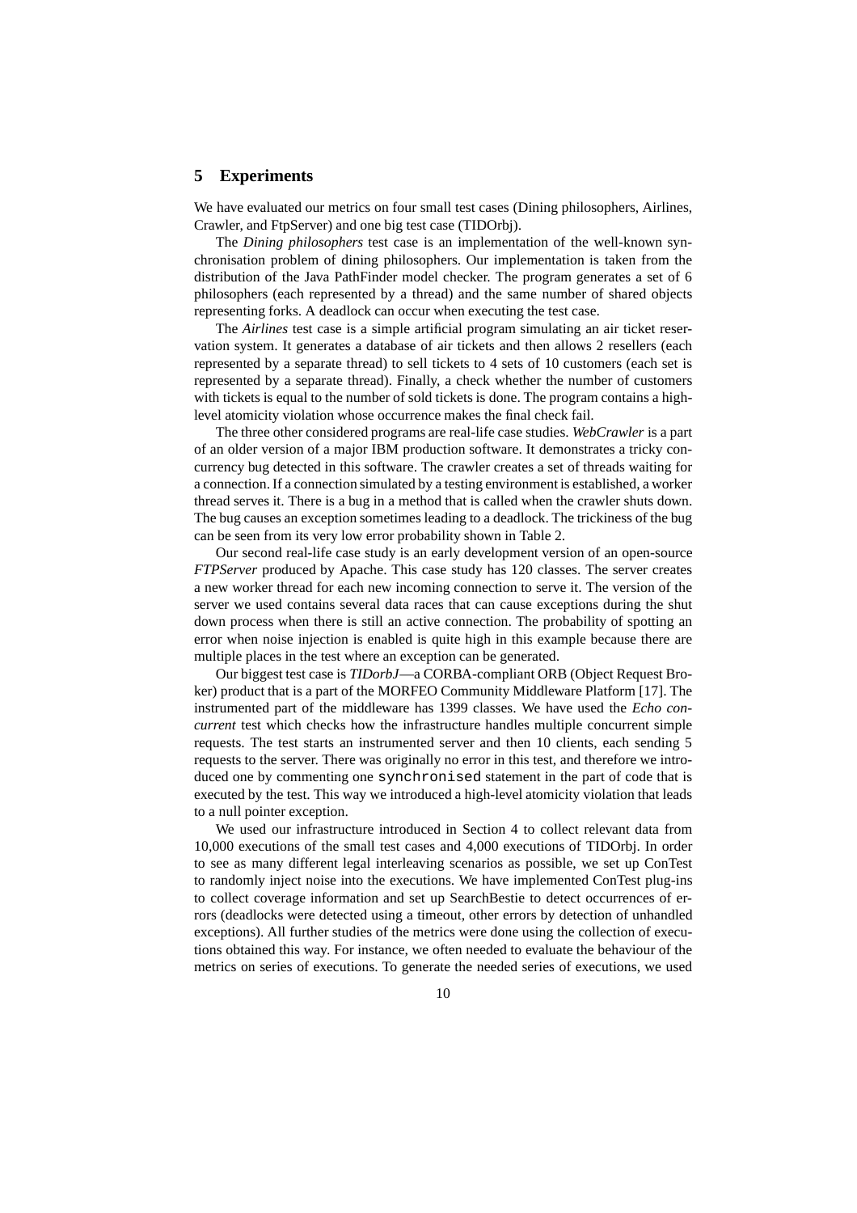## 5 Experiments

We have evaluated our metrics on four small test cases (Dining philosophers, Airlines, Crawler, and FtpServer) and one big test case (TIDOrbj).

The *Dining philosophers* test case is an implementation of the well-known synchronisation problem of dining philosophers. Our implementation is taken from the distribution of the Java PathFinder model checker. The program generates a set of 6 philosophers (each represented by a thread) and the same number of shared objects representing forks. A deadlock can occur when executing the test case.

The *Airlines* test case is a simple artificial program simulating an air ticket reservation system. It generates a database of air tickets and then allows 2 resellers (each represented by a separate thread) to sell tickets to 4 sets of 10 customers (each set is represented by a separate thread). Finally, a check whether the number of customers with tickets is equal to the number of sold tickets is done. The program contains a high-level atomicity violation whose occurrence makes the final check fail.

The three other considered programs are real-life case studies. *WebCrawler* is a part of an older version of a major IBM production software. It demonstrates a tricky concurrency bug detected in this software. The crawler creates a set of threads waiting for a connection. If a connection simulated by a testing environment is established, a worker thread serves it. There is a bug in a method that is called when the crawler shuts down. The bug causes an exception sometimes leading to a deadlock. The trickiness of the bug can be seen from its very low error probability shown in Table 2.

Our second real-life case study is an early development version of an open-source *FTPServer* produced by Apache. This case study has 120 classes. The server creates a new worker thread for each new incoming connection to serve it. The version of the server we used contains several data races that can cause exceptions during the shut down process when there is still an active connection. The probability of spotting an error when noise injection is enabled is quite high in this example because there are multiple places in the test where an exception can be generated.

Our biggest test case is *TIDorbJ*—a CORBA-compliant ORB (Object Request Broker) product that is a part of the MORFEO Community Middleware Platform [17]. The instrumented part of the middleware has 1399 classes. We have used the *Echo concurrent* test which checks how the infrastructure handles multiple concurrent simple requests. The test starts an instrumented server and then 10 clients, each sending 5 requests to the server. There was originally no error in this test, and therefore we introduced one by commenting one `synchronised` statement in the part of code that is executed by the test. This way we introduced a high-level atomicity violation that leads to a null pointer exception.

We used our infrastructure introduced in Section 4 to collect relevant data from 10,000 executions of the small test cases and 4,000 executions of TIDOrbj. In order to see as many different legal interleaving scenarios as possible, we set up ConTest to randomly inject noise into the executions. We have implemented ConTest plug-ins to collect coverage information and set up SearchBestie to detect occurrences of errors (deadlocks were detected using a timeout, other errors by detection of unhandled exceptions). All further studies of the metrics were done using the collection of executions obtained this way. For instance, we often needed to evaluate the behaviour of the metrics on series of executions. To generate the needed series of executions, we used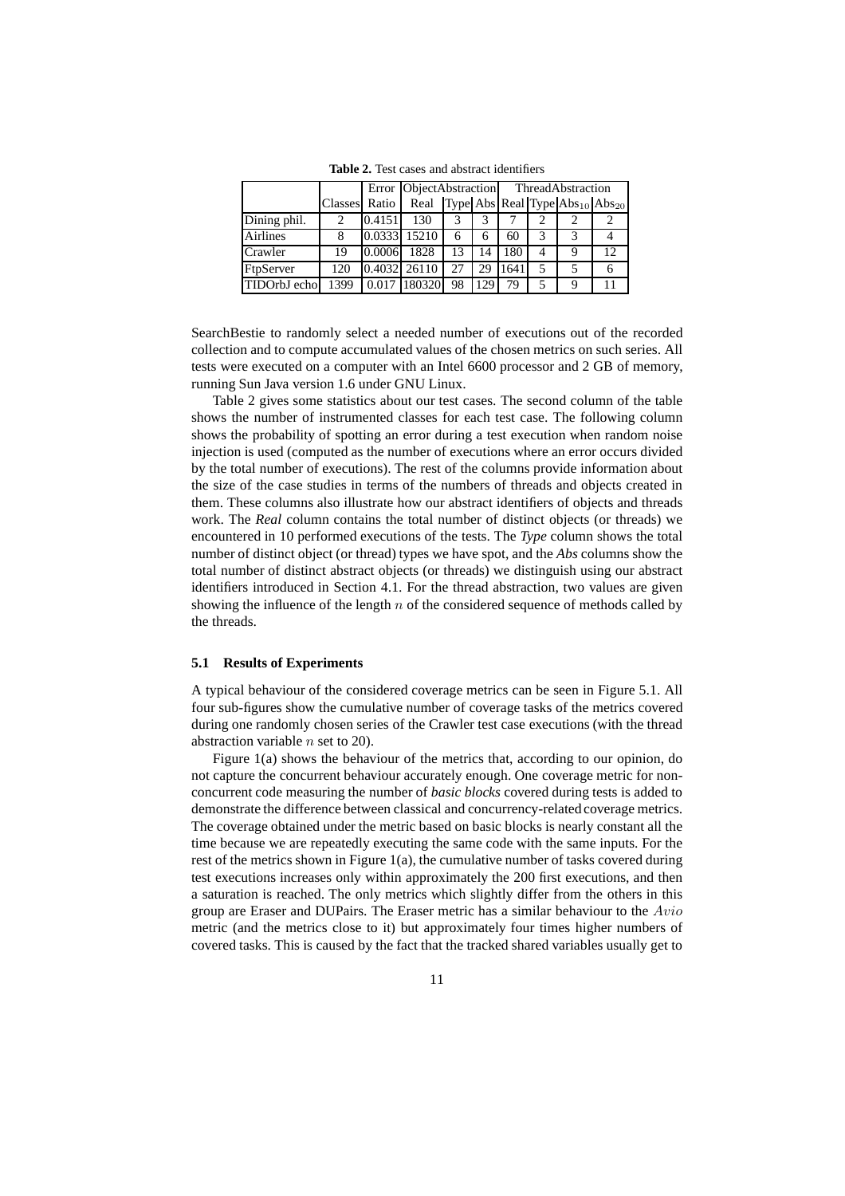**Table 2.** Test cases and abstract identifiers

| | | Error | ObjectAbstraction | | | ThreadAbstraction | | | |
|---|---|---|---|---|---|---|---|---|---|
| | Classes | Ratio | Real | Type | Abs | Real | Type | $\text{Abs}_{10}$ | $\text{Abs}_{20}$ |
| Dining phil. | 2 | 0.4151 | 130 | 3 | 3 | 7 | 2 | 2 | 2 |
| Airlines | 8 | 0.0333 | 15210 | 6 | 6 | 60 | 3 | 3 | 4 |
| Crawler | 19 | 0.0006 | 1828 | 13 | 14 | 180 | 4 | 9 | 12 |
| FtpServer | 120 | 0.4032 | 26110 | 27 | 29 | 1641 | 5 | 5 | 6 |
| TIDOrbJ echo | 1399 | 0.017 | 180320 | 98 | 129 | 79 | 5 | 9 | 11 |

SearchBestie to randomly select a needed number of executions out of the recorded collection and to compute accumulated values of the chosen metrics on such series. All tests were executed on a computer with an Intel 6600 processor and 2 GB of memory, running Sun Java version 1.6 under GNU Linux.

Table 2 gives some statistics about our test cases. The second column of the table shows the number of instrumented classes for each test case. The following column shows the probability of spotting an error during a test execution when random noise injection is used (computed as the number of executions where an error occurs divided by the total number of executions). The rest of the columns provide information about the size of the case studies in terms of the numbers of threads and objects created in them. These columns also illustrate how our abstract identifiers of objects and threads work. The *Real* column contains the total number of distinct objects (or threads) we encountered in 10 performed executions of the tests. The *Type* column shows the total number of distinct object (or thread) types we have spot, and the *Abs* columns show the total number of distinct abstract objects (or threads) we distinguish using our abstract identifiers introduced in Section 4.1. For the thread abstraction, two values are given showing the influence of the length $n$ of the considered sequence of methods called by the threads.

### 5.1 Results of Experiments

A typical behaviour of the considered coverage metrics can be seen in Figure 5.1. All four sub-figures show the cumulative number of coverage tasks of the metrics covered during one randomly chosen series of the Crawler test case executions (with the thread abstraction variable $n$ set to 20).

Figure 1(a) shows the behaviour of the metrics that, according to our opinion, do not capture the concurrent behaviour accurately enough. One coverage metric for non-concurrent code measuring the number of *basic blocks* covered during tests is added to demonstrate the difference between classical and concurrency-related coverage metrics. The coverage obtained under the metric based on basic blocks is nearly constant all the time because we are repeatedly executing the same code with the same inputs. For the rest of the metrics shown in Figure 1(a), the cumulative number of tasks covered during test executions increases only within approximately the 200 first executions, and then a saturation is reached. The only metrics which slightly differ from the others in this group are Eraser and DUPairs. The Eraser metric has a similar behaviour to the $Avio$ metric (and the metrics close to it) but approximately four times higher numbers of covered tasks. This is caused by the fact that the tracked shared variables usually get to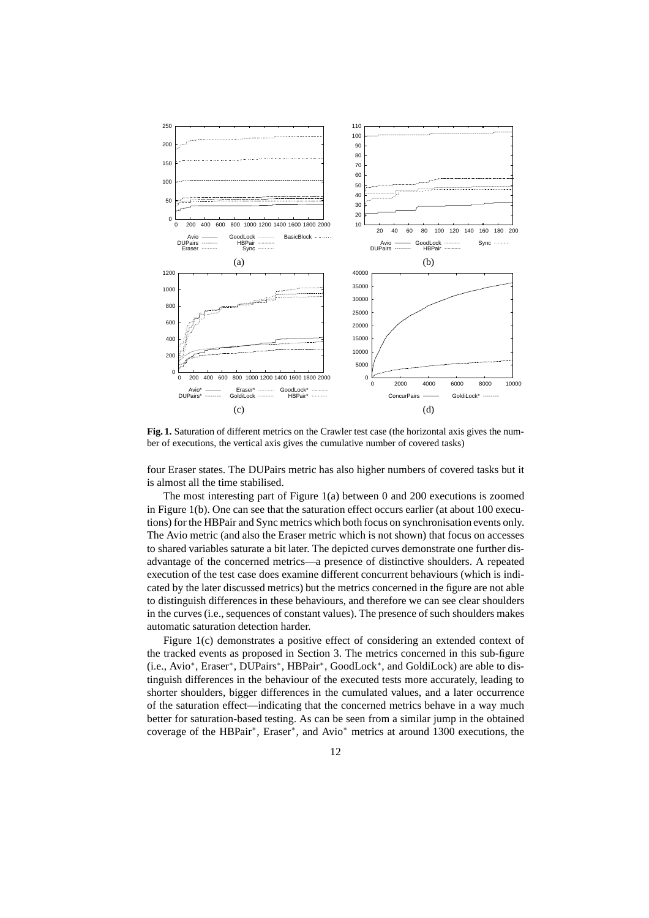**Fig. 1.** Saturation of different metrics on the Crawler test case (the horizontal axis gives the number of executions, the vertical axis gives the cumulative number of covered tasks)

four Eraser states. The DUPairs metric has also higher numbers of covered tasks but it is almost all the time stabilised.

The most interesting part of Figure 1(a) between 0 and 200 executions is zoomed in Figure 1(b). One can see that the saturation effect occurs earlier (at about 100 executions) for the HBPair and Sync metrics which both focus on synchronisation events only. The Avio metric (and also the Eraser metric which is not shown) that focus on accesses to shared variables saturate a bit later. The depicted curves demonstrate one further disadvantage of the concerned metrics—a presence of distinctive shoulders. A repeated execution of the test case does examine different concurrent behaviours (which is indicated by the later discussed metrics) but the metrics concerned in the figure are not able to distinguish differences in these behaviours, and therefore we can see clear shoulders in the curves (i.e., sequences of constant values). The presence of such shoulders makes automatic saturation detection harder.

Figure 1(c) demonstrates a positive effect of considering an extended context of the tracked events as proposed in Section 3. The metrics concerned in this sub-figure (i.e., Avio$^*$, Eraser$^*$, DUPairs$^*$, HBPair$^*$, GoodLock$^*$, and GoldiLock) are able to distinguish differences in the behaviour of the executed tests more accurately, leading to shorter shoulders, bigger differences in the cumulated values, and a later occurrence of the saturation effect—indicating that the concerned metrics behave in a way much better for saturation-based testing. As can be seen from a similar jump in the obtained coverage of the HBPair$^*$, Eraser$^*$, and Avio$^*$ metrics at around 1300 executions, the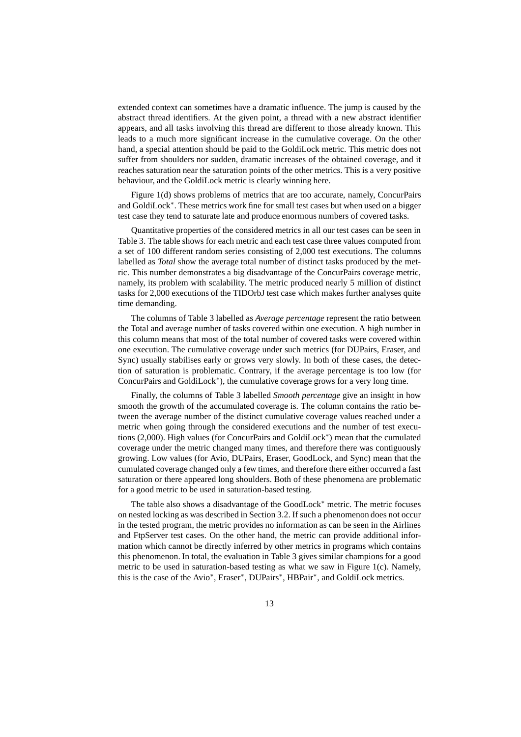extended context can sometimes have a dramatic influence. The jump is caused by the abstract thread identifiers. At the given point, a thread with a new abstract identifier appears, and all tasks involving this thread are different to those already known. This leads to a much more significant increase in the cumulative coverage. On the other hand, a special attention should be paid to the GoldiLock metric. This metric does not suffer from shoulders nor sudden, dramatic increases of the obtained coverage, and it reaches saturation near the saturation points of the other metrics. This is a very positive behaviour, and the GoldiLock metric is clearly winning here.

Figure 1(d) shows problems of metrics that are too accurate, namely, ConcurPairs and GoldiLock$^*$. These metrics work fine for small test cases but when used on a bigger test case they tend to saturate late and produce enormous numbers of covered tasks.

Quantitative properties of the considered metrics in all our test cases can be seen in Table 3. The table shows for each metric and each test case three values computed from a set of 100 different random series consisting of 2,000 test executions. The columns labelled as *Total* show the average total number of distinct tasks produced by the metric. This number demonstrates a big disadvantage of the ConcurPairs coverage metric, namely, its problem with scalability. The metric produced nearly 5 million of distinct tasks for 2,000 executions of the TIDOrbJ test case which makes further analyses quite time demanding.

The columns of Table 3 labelled as *Average percentage* represent the ratio between the Total and average number of tasks covered within one execution. A high number in this column means that most of the total number of covered tasks were covered within one execution. The cumulative coverage under such metrics (for DUPairs, Eraser, and Sync) usually stabilises early or grows very slowly. In both of these cases, the detection of saturation is problematic. Contrary, if the average percentage is too low (for ConcurPairs and GoldiLock$^*$), the cumulative coverage grows for a very long time.

Finally, the columns of Table 3 labelled *Smooth percentage* give an insight in how smooth the growth of the accumulated coverage is. The column contains the ratio between the average number of the distinct cumulative coverage values reached under a metric when going through the considered executions and the number of test executions (2,000). High values (for ConcurPairs and GoldiLock$^*$) mean that the cumulated coverage under the metric changed many times, and therefore there was contiguously growing. Low values (for Avio, DUPairs, Eraser, GoodLock, and Sync) mean that the cumulated coverage changed only a few times, and therefore there either occurred a fast saturation or there appeared long shoulders. Both of these phenomena are problematic for a good metric to be used in saturation-based testing.

The table also shows a disadvantage of the GoodLock$^*$ metric. The metric focuses on nested locking as was described in Section 3.2. If such a phenomenon does not occur in the tested program, the metric provides no information as can be seen in the Airlines and FtpServer test cases. On the other hand, the metric can provide additional information which cannot be directly inferred by other metrics in programs which contains this phenomenon. In total, the evaluation in Table 3 gives similar champions for a good metric to be used in saturation-based testing as what we saw in Figure 1(c). Namely, this is the case of the Avio$^*$, Eraser$^*$, DUPairs$^*$, HBPair$^*$, and GoldiLock metrics.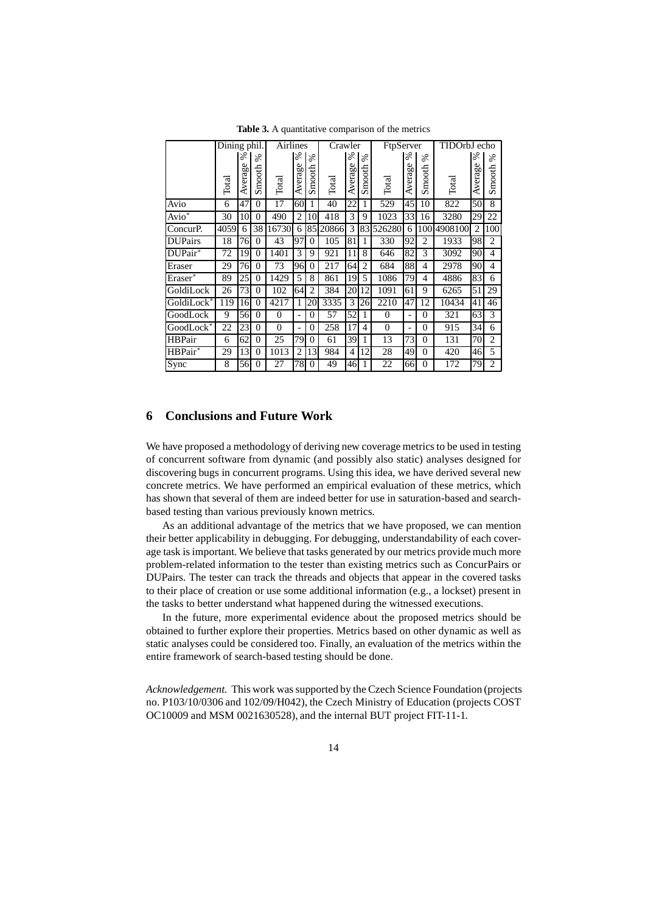**Table 3.** A quantitative comparison of the metrics

| | Dining phil. | | | Airlines | | | Crawler | | | FtpServer | | | TIDOrbJ echo | | |
|---|---|---|---|---|---|---|---|---|---|---|---|---|---|---|---|
| | Total | Average % | Smooth % | Total | Average % | Smooth % | Total | Average % | Smooth % | Total | Average % | Smooth % | Total | Average % | Smooth % |
| Avio | 6 | 47 | 0 | 17 | 60 | 1 | 40 | 22 | 1 | 529 | 45 | 10 | 822 | 50 | 8 |
| Avio* | 30 | 10 | 0 | 490 | 2 | 10 | 418 | 3 | 9 | 1023 | 33 | 16 | 3280 | 29 | 22 |
| ConcurP. | 4059 | 6 | 38 | 16730 | 6 | 85 | 20866 | 3 | 83 | 526280 | 6 | 100 | 4908100 | 2 | 100 |
| DUPairs | 18 | 76 | 0 | 43 | 97 | 0 | 105 | 81 | 1 | 330 | 92 | 2 | 1933 | 98 | 2 |
| DUPair* | 72 | 19 | 0 | 1401 | 3 | 9 | 921 | 11 | 8 | 646 | 82 | 3 | 3092 | 90 | 4 |
| Eraser | 29 | 76 | 0 | 73 | 96 | 0 | 217 | 64 | 2 | 684 | 88 | 4 | 2978 | 90 | 4 |
| Eraser* | 89 | 25 | 0 | 1429 | 5 | 8 | 861 | 19 | 5 | 1086 | 79 | 4 | 4886 | 83 | 6 |
| GoldiLock | 26 | 73 | 0 | 102 | 64 | 2 | 384 | 20 | 12 | 1091 | 61 | 9 | 6265 | 51 | 29 |
| GoldiLock* | 119 | 16 | 0 | 4217 | 1 | 20 | 3335 | 3 | 26 | 2210 | 47 | 12 | 10434 | 41 | 46 |
| GoodLock | 9 | 56 | 0 | 0 | - | 0 | 57 | 52 | 1 | 0 | - | 0 | 321 | 63 | 3 |
| GoodLock* | 22 | 23 | 0 | 0 | - | 0 | 258 | 17 | 4 | 0 | - | 0 | 915 | 34 | 6 |
| HBPair | 6 | 62 | 0 | 25 | 79 | 0 | 61 | 39 | 1 | 13 | 73 | 0 | 131 | 70 | 2 |
| HBPair* | 29 | 13 | 0 | 1013 | 2 | 13 | 984 | 4 | 12 | 28 | 49 | 0 | 420 | 46 | 5 |
| Sync | 8 | 56 | 0 | 27 | 78 | 0 | 49 | 46 | 1 | 22 | 66 | 0 | 172 | 79 | 2 |

## 6 Conclusions and Future Work

We have proposed a methodology of deriving new coverage metrics to be used in testing of concurrent software from dynamic (and possibly also static) analyses designed for discovering bugs in concurrent programs. Using this idea, we have derived several new concrete metrics. We have performed an empirical evaluation of these metrics, which has shown that several of them are indeed better for use in saturation-based and search-based testing than various previously known metrics.

As an additional advantage of the metrics that we have proposed, we can mention their better applicability in debugging. For debugging, understandability of each coverage task is important. We believe that tasks generated by our metrics provide much more problem-related information to the tester than existing metrics such as ConcurPairs or DUPairs. The tester can track the threads and objects that appear in the covered tasks to their place of creation or use some additional information (e.g., a lockset) present in the tasks to better understand what happened during the witnessed executions.

In the future, more experimental evidence about the proposed metrics should be obtained to further explore their properties. Metrics based on other dynamic as well as static analyses could be considered too. Finally, an evaluation of the metrics within the entire framework of search-based testing should be done.

*Acknowledgement.* This work was supported by the Czech Science Foundation (projects no. P103/10/0306 and 102/09/H042), the Czech Ministry of Education (projects COST OC10009 and MSM 0021630528), and the internal BUT project FIT-11-1.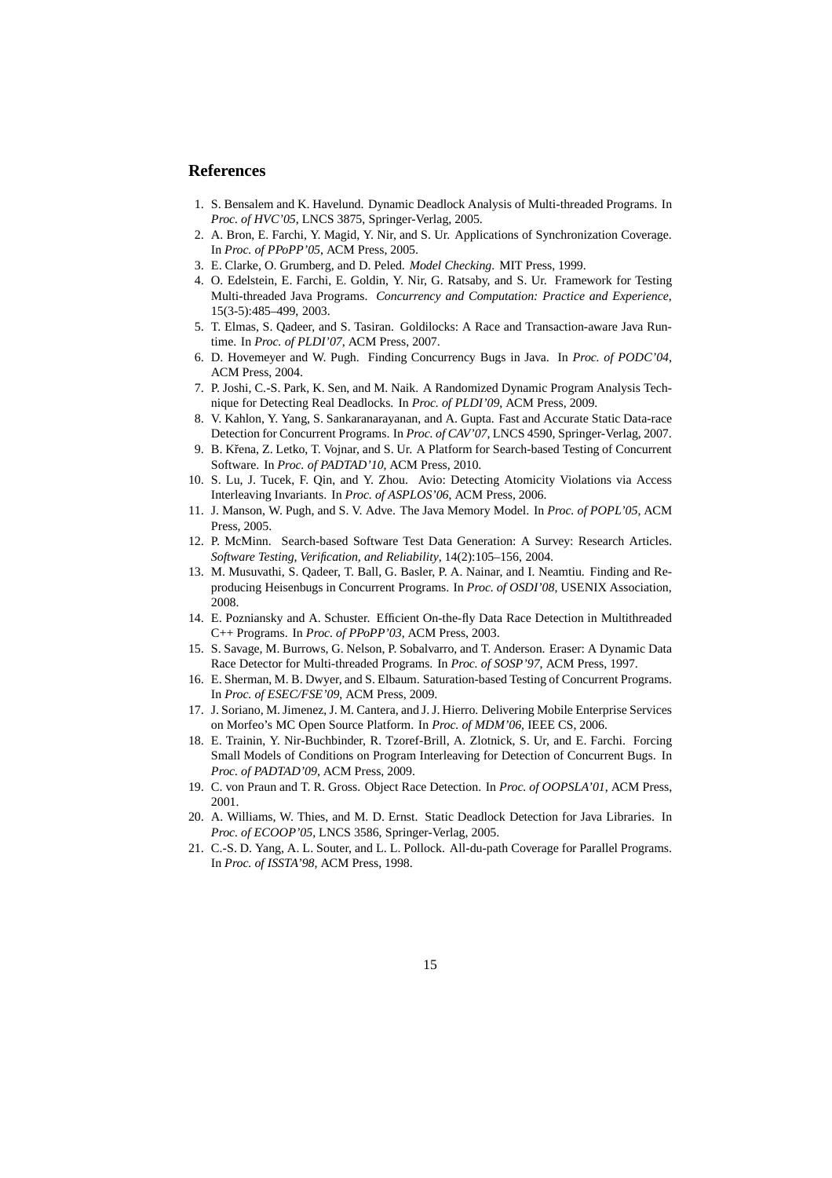## References

1. S. Bensalem and K. Havelund. Dynamic Deadlock Analysis of Multi-threaded Programs. In *Proc. of HVC'05*, LNCS 3875, Springer-Verlag, 2005.
2. A. Bron, E. Farchi, Y. Magid, Y. Nir, and S. Ur. Applications of Synchronization Coverage. In *Proc. of PPoPP'05*, ACM Press, 2005.
3. E. Clarke, O. Grumberg, and D. Peled. *Model Checking*. MIT Press, 1999.
4. O. Edelstein, E. Farchi, E. Goldin, Y. Nir, G. Ratsaby, and S. Ur. Framework for Testing Multi-threaded Java Programs. *Concurrency and Computation: Practice and Experience*, 15(3-5):485–499, 2003.
5. T. Elmas, S. Qadeer, and S. Tasiran. Goldilocks: A Race and Transaction-aware Java Runtime. In *Proc. of PLDI'07*, ACM Press, 2007.
6. D. Hovemeyer and W. Pugh. Finding Concurrency Bugs in Java. In *Proc. of PODC'04*, ACM Press, 2004.
7. P. Joshi, C.-S. Park, K. Sen, and M. Naik. A Randomized Dynamic Program Analysis Technique for Detecting Real Deadlocks. In *Proc. of PLDI'09*, ACM Press, 2009.
8. V. Kahlon, Y. Yang, S. Sankaranarayanan, and A. Gupta. Fast and Accurate Static Data-race Detection for Concurrent Programs. In *Proc. of CAV'07*, LNCS 4590, Springer-Verlag, 2007.
9. B. Křena, Z. Letko, T. Vojnar, and S. Ur. A Platform for Search-based Testing of Concurrent Software. In *Proc. of PADTAD'10*, ACM Press, 2010.
10. S. Lu, J. Tucek, F. Qin, and Y. Zhou. Avio: Detecting Atomicity Violations via Access Interleaving Invariants. In *Proc. of ASPLOS'06*, ACM Press, 2006.
11. J. Manson, W. Pugh, and S. V. Adve. The Java Memory Model. In *Proc. of POPL'05*, ACM Press, 2005.
12. P. McMinn. Search-based Software Test Data Generation: A Survey: Research Articles. *Software Testing, Verification, and Reliability*, 14(2):105–156, 2004.
13. M. Musuvathi, S. Qadeer, T. Ball, G. Basler, P. A. Nainar, and I. Neamtiu. Finding and Reproducing Heisenbugs in Concurrent Programs. In *Proc. of OSDI'08*, USENIX Association, 2008.
14. E. Pozniansky and A. Schuster. Efficient On-the-fly Data Race Detection in Multithreaded C++ Programs. In *Proc. of PPoPP'03*, ACM Press, 2003.
15. S. Savage, M. Burrows, G. Nelson, P. Sobalvarro, and T. Anderson. Eraser: A Dynamic Data Race Detector for Multi-threaded Programs. In *Proc. of SOSP'97*, ACM Press, 1997.
16. E. Sherman, M. B. Dwyer, and S. Elbaum. Saturation-based Testing of Concurrent Programs. In *Proc. of ESEC/FSE'09*, ACM Press, 2009.
17. J. Soriano, M. Jimenez, J. M. Cantera, and J. J. Hierro. Delivering Mobile Enterprise Services on Morfeo's MC Open Source Platform. In *Proc. of MDM'06*, IEEE CS, 2006.
18. E. Trainin, Y. Nir-Buchbinder, R. Tzoref-Brill, A. Zlotnick, S. Ur, and E. Farchi. Forcing Small Models of Conditions on Program Interleaving for Detection of Concurrent Bugs. In *Proc. of PADTAD'09*, ACM Press, 2009.
19. C. von Praun and T. R. Gross. Object Race Detection. In *Proc. of OOPSLA'01*, ACM Press, 2001.
20. A. Williams, W. Thies, and M. D. Ernst. Static Deadlock Detection for Java Libraries. In *Proc. of ECOOP'05*, LNCS 3586, Springer-Verlag, 2005.
21. C.-S. D. Yang, A. L. Souter, and L. L. Pollock. All-du-path Coverage for Parallel Programs. In *Proc. of ISSTA'98*, ACM Press, 1998.